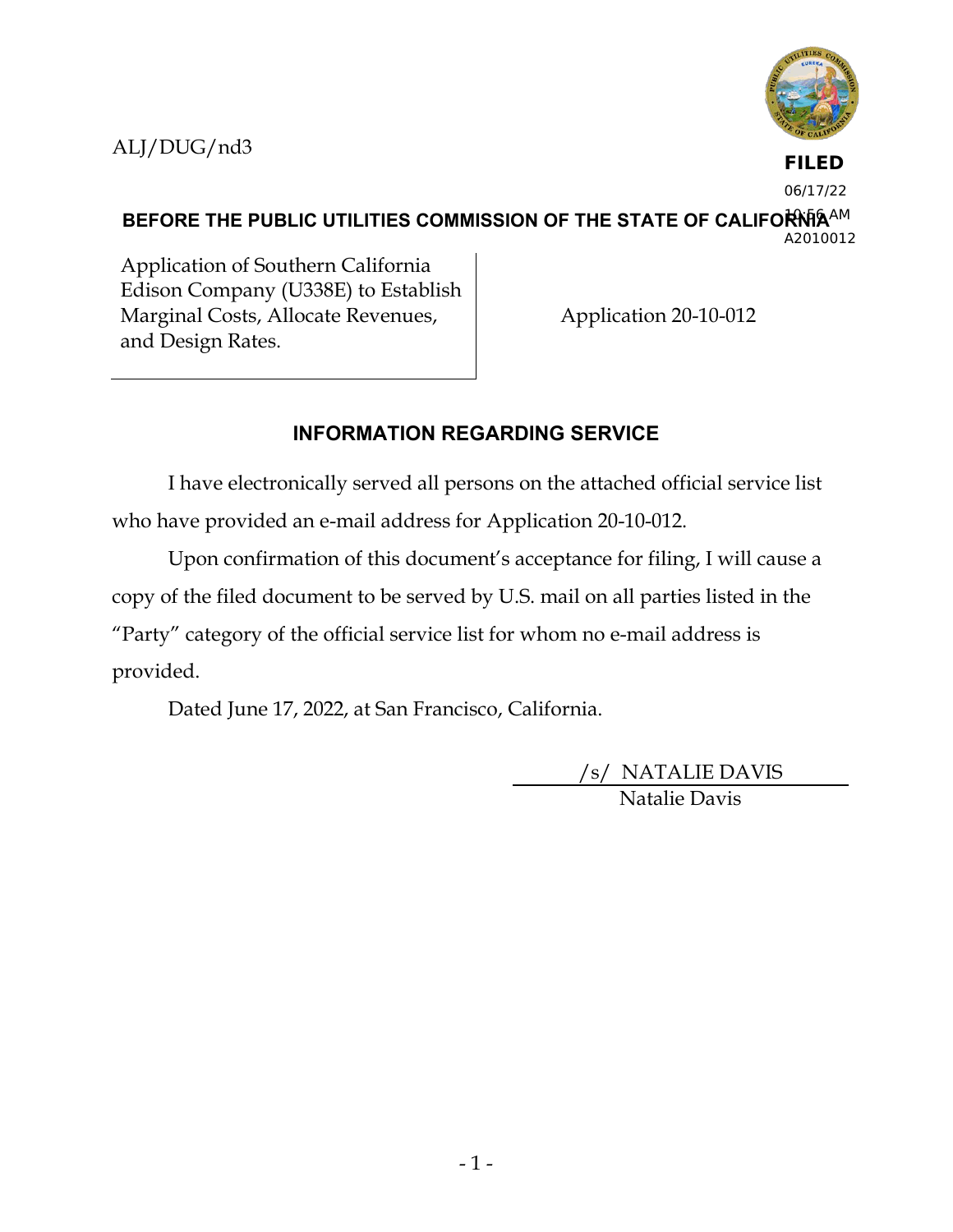ALJ/DUG/nd3

**FILED**
06/17/22
10:56 AM
A2010012

**BEFORE THE PUBLIC UTILITIES COMMISSION OF THE STATE OF CALIFORNIA**

| Application of Southern California Edison Company (U338E) to Establish Marginal Costs, Allocate Revenues, and Design Rates. | Application 20-10-012 |
|---|---|

## INFORMATION REGARDING SERVICE

I have electronically served all persons on the attached official service list who have provided an e-mail address for Application 20-10-012.

Upon confirmation of this document's acceptance for filing, I will cause a copy of the filed document to be served by U.S. mail on all parties listed in the "Party" category of the official service list for whom no e-mail address is provided.

Dated June 17, 2022, at San Francisco, California.

/s/ NATALIE DAVIS
Natalie Davis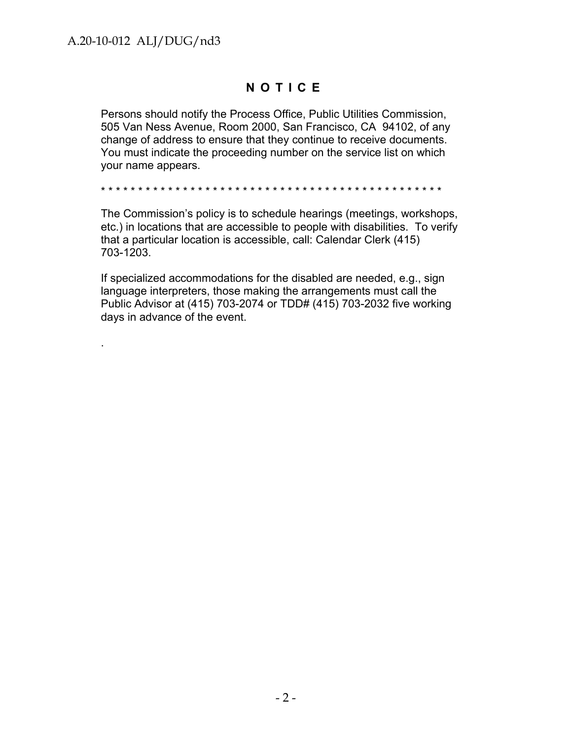# N O T I C E

Persons should notify the Process Office, Public Utilities Commission, 505 Van Ness Avenue, Room 2000, San Francisco, CA 94102, of any change of address to ensure that they continue to receive documents. You must indicate the proceeding number on the service list on which your name appears.

* * * * * * * * * * * * * * * * * * * * * * * * * * * * * * * * * * * * * * * * * * * * * * * * *

The Commission's policy is to schedule hearings (meetings, workshops, etc.) in locations that are accessible to people with disabilities. To verify that a particular location is accessible, call: Calendar Clerk (415) 703-1203.

If specialized accommodations for the disabled are needed, e.g., sign language interpreters, those making the arrangements must call the Public Advisor at (415) 703-2074 or TDD# (415) 703-2032 five working days in advance of the event.

.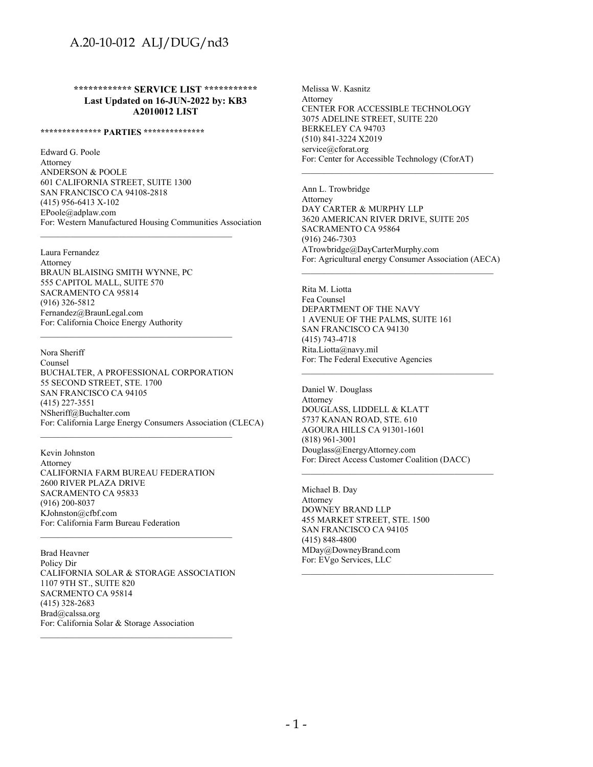**\*\*\*\*\*\*\*\*\*\*\*\* SERVICE LIST \*\*\*\*\*\*\*\*\*\*\***
**Last Updated on 16-JUN-2022 by: KB3**
**A2010012 LIST**

**\*\*\*\*\*\*\*\*\*\*\*\*\*\* PARTIES \*\*\*\*\*\*\*\*\*\*\*\*\*\***

Edward G. Poole
Attorney
ANDERSON & POOLE
601 CALIFORNIA STREET, SUITE 1300
SAN FRANCISCO CA 94108-2818
(415) 956-6413 X-102
EPoole@adplaw.com
For: Western Manufactured Housing Communities Association

---

Laura Fernandez
Attorney
BRAUN BLAISING SMITH WYNNE, PC
555 CAPITOL MALL, SUITE 570
SACRAMENTO CA 95814
(916) 326-5812
Fernandez@BraunLegal.com
For: California Choice Energy Authority

---

Nora Sheriff
Counsel
BUCHALTER, A PROFESSIONAL CORPORATION
55 SECOND STREET, STE. 1700
SAN FRANCISCO CA 94105
(415) 227-3551
NSheriff@Buchalter.com
For: California Large Energy Consumers Association (CLECA)

---

Kevin Johnston
Attorney
CALIFORNIA FARM BUREAU FEDERATION
2600 RIVER PLAZA DRIVE
SACRAMENTO CA 95833
(916) 200-8037
KJohnston@cfbf.com
For: California Farm Bureau Federation

---

Brad Heavner
Policy Dir
CALIFORNIA SOLAR & STORAGE ASSOCIATION
1107 9TH ST., SUITE 820
SACRMENTO CA 95814
(415) 328-2683
Brad@calssa.org
For: California Solar & Storage Association

---

Melissa W. Kasnitz
Attorney
CENTER FOR ACCESSIBLE TECHNOLOGY
3075 ADELINE STREET, SUITE 220
BERKELEY CA 94703
(510) 841-3224 X2019
service@cforat.org
For: Center for Accessible Technology (CforAT)

---

Ann L. Trowbridge
Attorney
DAY CARTER & MURPHY LLP
3620 AMERICAN RIVER DRIVE, SUITE 205
SACRAMENTO CA 95864
(916) 246-7303
ATrowbridge@DayCarterMurphy.com
For: Agricultural energy Consumer Association (AECA)

---

Rita M. Liotta
Fea Counsel
DEPARTMENT OF THE NAVY
1 AVENUE OF THE PALMS, SUITE 161
SAN FRANCISCO CA 94130
(415) 743-4718
Rita.Liotta@navy.mil
For: The Federal Executive Agencies

---

Daniel W. Douglass
Attorney
DOUGLASS, LIDDELL & KLATT
5737 KANAN ROAD, STE. 610
AGOURA HILLS CA 91301-1601
(818) 961-3001
Douglass@EnergyAttorney.com
For: Direct Access Customer Coalition (DACC)

---

Michael B. Day
Attorney
DOWNEY BRAND LLP
455 MARKET STREET, STE. 1500
SAN FRANCISCO CA 94105
(415) 848-4800
MDay@DowneyBrand.com
For: EVgo Services, LLC

---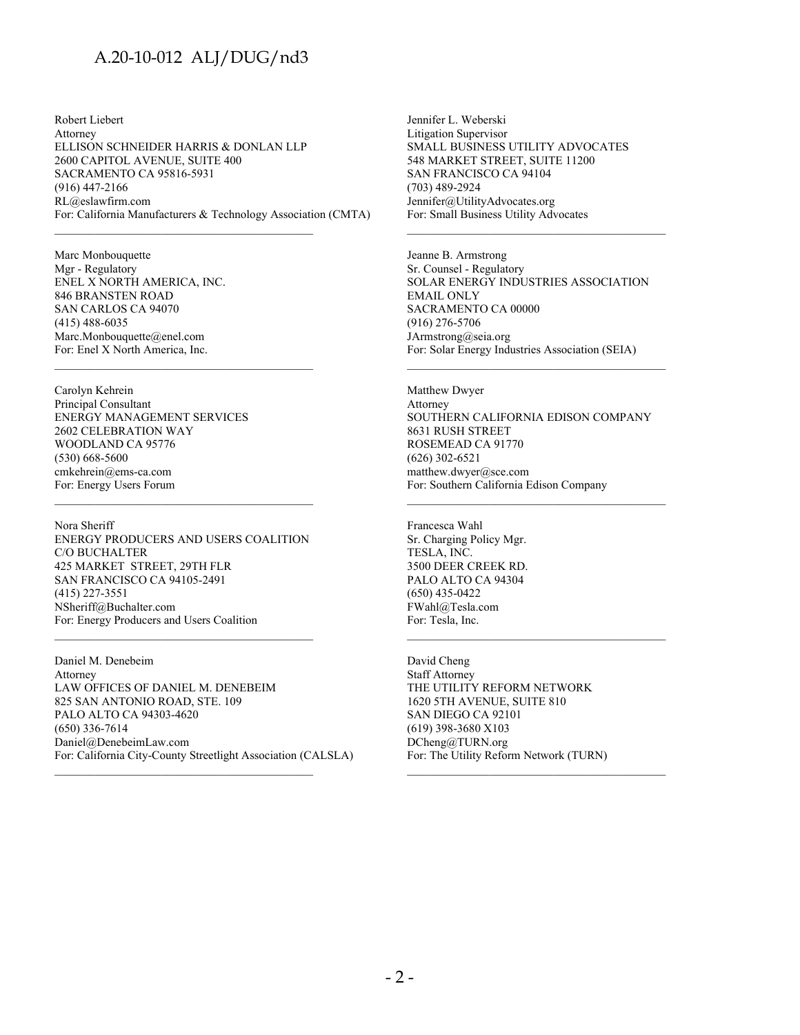Robert Liebert
Attorney
ELLISON SCHNEIDER HARRIS & DONLAN LLP
2600 CAPITOL AVENUE, SUITE 400
SACRAMENTO CA 95816-5931
(916) 447-2166
RL@eslawfirm.com
For: California Manufacturers & Technology Association (CMTA)

---

Marc Monbouquette
Mgr - Regulatory
ENEL X NORTH AMERICA, INC.
846 BRANSTEN ROAD
SAN CARLOS CA 94070
(415) 488-6035
Marc.Monbouquette@enel.com
For: Enel X North America, Inc.

---

Carolyn Kehrein
Principal Consultant
ENERGY MANAGEMENT SERVICES
2602 CELEBRATION WAY
WOODLAND CA 95776
(530) 668-5600
cmkehrein@ems-ca.com
For: Energy Users Forum

---

Nora Sheriff
ENERGY PRODUCERS AND USERS COALITION
C/O BUCHALTER
425 MARKET STREET, 29TH FLR
SAN FRANCISCO CA 94105-2491
(415) 227-3551
NSheriff@Buchalter.com
For: Energy Producers and Users Coalition

---

Daniel M. Denebeim
Attorney
LAW OFFICES OF DANIEL M. DENEBEIM
825 SAN ANTONIO ROAD, STE. 109
PALO ALTO CA 94303-4620
(650) 336-7614
Daniel@DenebeimLaw.com
For: California City-County Streetlight Association (CALSLA)

---

Jennifer L. Weberski
Litigation Supervisor
SMALL BUSINESS UTILITY ADVOCATES
548 MARKET STREET, SUITE 11200
SAN FRANCISCO CA 94104
(703) 489-2924
Jennifer@UtilityAdvocates.org
For: Small Business Utility Advocates

---

Jeanne B. Armstrong
Sr. Counsel - Regulatory
SOLAR ENERGY INDUSTRIES ASSOCIATION
EMAIL ONLY
SACRAMENTO CA 00000
(916) 276-5706
JArmstrong@seia.org
For: Solar Energy Industries Association (SEIA)

---

Matthew Dwyer
Attorney
SOUTHERN CALIFORNIA EDISON COMPANY
8631 RUSH STREET
ROSEMEAD CA 91770
(626) 302-6521
matthew.dwyer@sce.com
For: Southern California Edison Company

---

Francesca Wahl
Sr. Charging Policy Mgr.
TESLA, INC.
3500 DEER CREEK RD.
PALO ALTO CA 94304
(650) 435-0422
FWahl@Tesla.com
For: Tesla, Inc.

---

David Cheng
Staff Attorney
THE UTILITY REFORM NETWORK
1620 5TH AVENUE, SUITE 810
SAN DIEGO CA 92101
(619) 398-3680 X103
DCheng@TURN.org
For: The Utility Reform Network (TURN)

---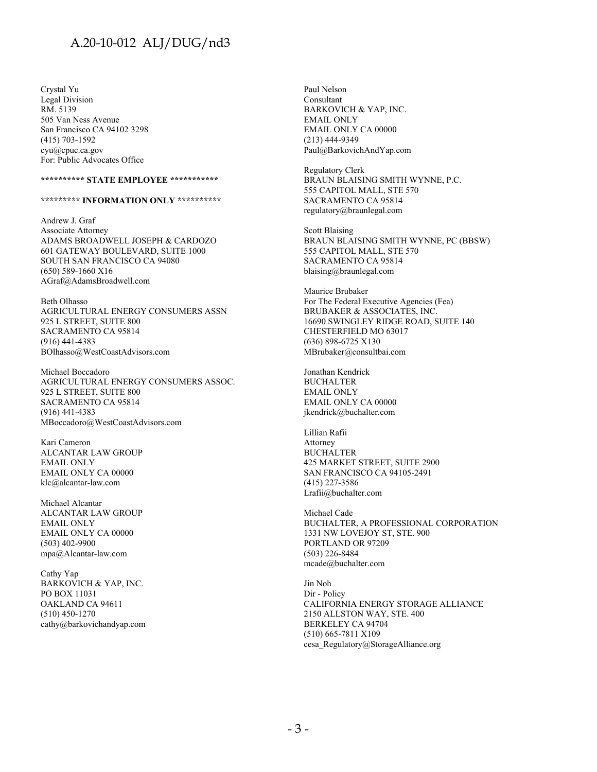Crystal Yu
Legal Division
RM. 5139
505 Van Ness Avenue
San Francisco CA 94102 3298
(415) 703-1592
cyu@cpuc.ca.gov
For: Public Advocates Office

**********\* STATE EMPLOYEE \************

**********\* INFORMATION ONLY \************

Andrew J. Graf
Associate Attorney
ADAMS BROADWELL JOSEPH & CARDOZO
601 GATEWAY BOULEVARD, SUITE 1000
SOUTH SAN FRANCISCO CA 94080
(650) 589-1660 X16
AGraf@AdamsBroadwell.com

Beth Olhasso
AGRICULTURAL ENERGY CONSUMERS ASSN
925 L STREET, SUITE 800
SACRAMENTO CA 95814
(916) 441-4383
BOlhasso@WestCoastAdvisors.com

Michael Boccadoro
AGRICULTURAL ENERGY CONSUMERS ASSOC.
925 L STREET, SUITE 800
SACRAMENTO CA 95814
(916) 441-4383
MBoccadoro@WestCoastAdvisors.com

Kari Cameron
ALCANTAR LAW GROUP
EMAIL ONLY
EMAIL ONLY CA 00000
klc@alcantar-law.com

Michael Alcantar
ALCANTAR LAW GROUP
EMAIL ONLY
EMAIL ONLY CA 00000
(503) 402-9900
mpa@Alcantar-law.com

Cathy Yap
BARKOVICH & YAP, INC.
PO BOX 11031
OAKLAND CA 94611
(510) 450-1270
cathy@barkovichandyap.com

Paul Nelson
Consultant
BARKOVICH & YAP, INC.
EMAIL ONLY
EMAIL ONLY CA 00000
(213) 444-9349
Paul@BarkovichAndYap.com

Regulatory Clerk
BRAUN BLAISING SMITH WYNNE, P.C.
555 CAPITOL MALL, STE 570
SACRAMENTO CA 95814
regulatory@braunlegal.com

Scott Blaising
BRAUN BLAISING SMITH WYNNE, PC (BBSW)
555 CAPITOL MALL, STE 570
SACRAMENTO CA 95814
blaising@braunlegal.com

Maurice Brubaker
For The Federal Executive Agencies (Fea)
BRUBAKER & ASSOCIATES, INC.
16690 SWINGLEY RIDGE ROAD, SUITE 140
CHESTERFIELD MO 63017
(636) 898-6725 X130
MBrubaker@consultbai.com

Jonathan Kendrick
BUCHALTER
EMAIL ONLY
EMAIL ONLY CA 00000
jkendrick@buchalter.com

Lillian Rafii
Attorney
BUCHALTER
425 MARKET STREET, SUITE 2900
SAN FRANCISCO CA 94105-2491
(415) 227-3586
Lrafii@buchalter.com

Michael Cade
BUCHALTER, A PROFESSIONAL CORPORATION
1331 NW LOVEJOY ST, STE. 900
PORTLAND OR 97209
(503) 226-8484
mcade@buchalter.com

Jin Noh
Dir - Policy
CALIFORNIA ENERGY STORAGE ALLIANCE
2150 ALLSTON WAY, STE. 400
BERKELEY CA 94704
(510) 665-7811 X109
cesa_Regulatory@StorageAlliance.org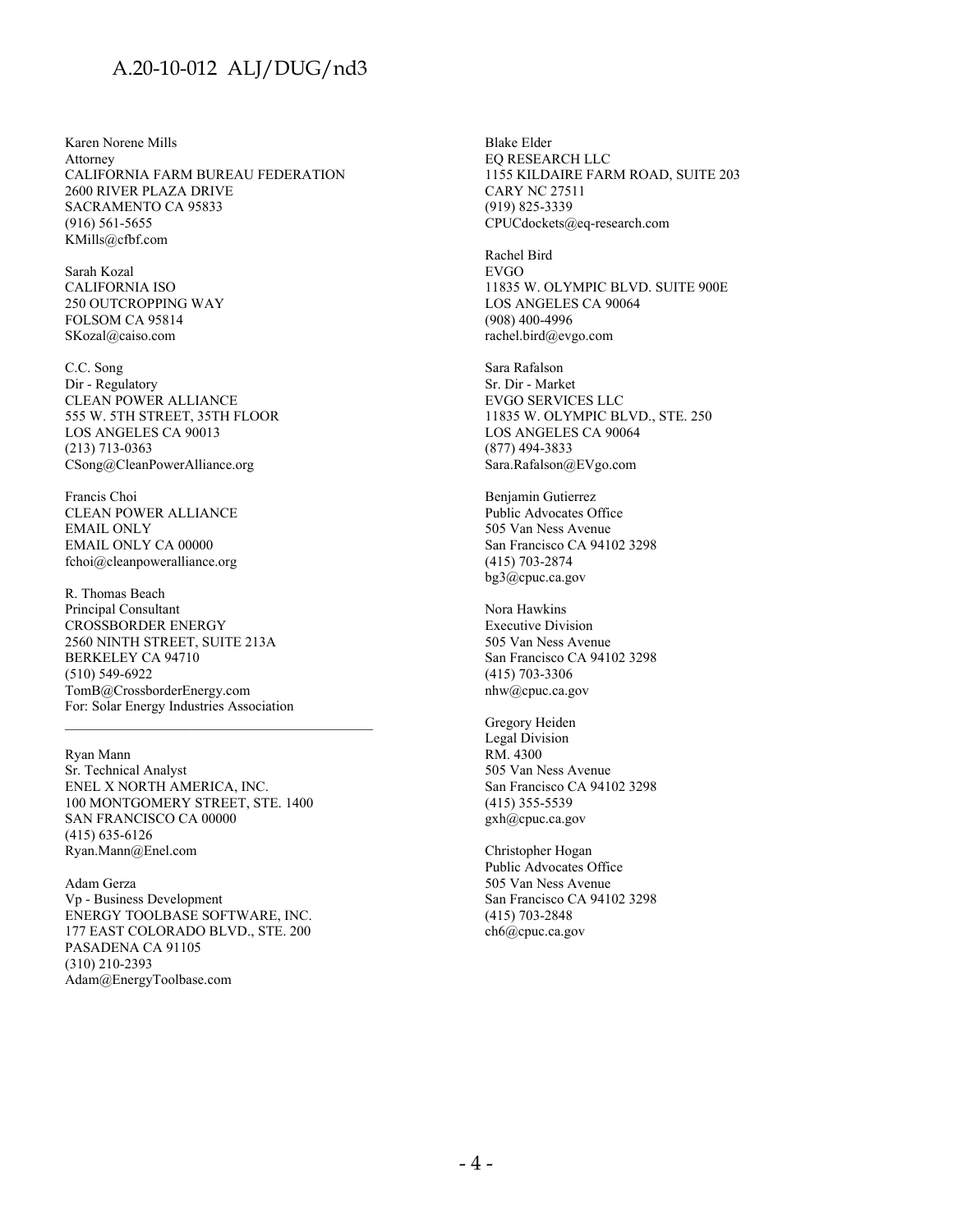Karen Norene Mills
Attorney
CALIFORNIA FARM BUREAU FEDERATION
2600 RIVER PLAZA DRIVE
SACRAMENTO CA 95833
(916) 561-5655
KMills@cfbf.com

Sarah Kozal
CALIFORNIA ISO
250 OUTCROPPING WAY
FOLSOM CA 95814
SKozal@caiso.com

C.C. Song
Dir - Regulatory
CLEAN POWER ALLIANCE
555 W. 5TH STREET, 35TH FLOOR
LOS ANGELES CA 90013
(213) 713-0363
CSong@CleanPowerAlliance.org

Francis Choi
CLEAN POWER ALLIANCE
EMAIL ONLY
EMAIL ONLY CA 00000
fchoi@cleanpoweralliance.org

R. Thomas Beach
Principal Consultant
CROSSBORDER ENERGY
2560 NINTH STREET, SUITE 213A
BERKELEY CA 94710
(510) 549-6922
TomB@CrossborderEnergy.com
For: Solar Energy Industries Association

---

Ryan Mann
Sr. Technical Analyst
ENEL X NORTH AMERICA, INC.
100 MONTGOMERY STREET, STE. 1400
SAN FRANCISCO CA 00000
(415) 635-6126
Ryan.Mann@Enel.com

Adam Gerza
Vp - Business Development
ENERGY TOOLBASE SOFTWARE, INC.
177 EAST COLORADO BLVD., STE. 200
PASADENA CA 91105
(310) 210-2393
Adam@EnergyToolbase.com

Blake Elder
EQ RESEARCH LLC
1155 KILDAIRE FARM ROAD, SUITE 203
CARY NC 27511
(919) 825-3339
CPUCdockets@eq-research.com

Rachel Bird
EVGO
11835 W. OLYMPIC BLVD. SUITE 900E
LOS ANGELES CA 90064
(908) 400-4996
rachel.bird@evgo.com

Sara Rafalson
Sr. Dir - Market
EVGO SERVICES LLC
11835 W. OLYMPIC BLVD., STE. 250
LOS ANGELES CA 90064
(877) 494-3833
Sara.Rafalson@EVgo.com

Benjamin Gutierrez
Public Advocates Office
505 Van Ness Avenue
San Francisco CA 94102 3298
(415) 703-2874
bg3@cpuc.ca.gov

Nora Hawkins
Executive Division
505 Van Ness Avenue
San Francisco CA 94102 3298
(415) 703-3306
nhw@cpuc.ca.gov

Gregory Heiden
Legal Division
RM. 4300
505 Van Ness Avenue
San Francisco CA 94102 3298
(415) 355-5539
gxh@cpuc.ca.gov

Christopher Hogan
Public Advocates Office
505 Van Ness Avenue
San Francisco CA 94102 3298
(415) 703-2848
ch6@cpuc.ca.gov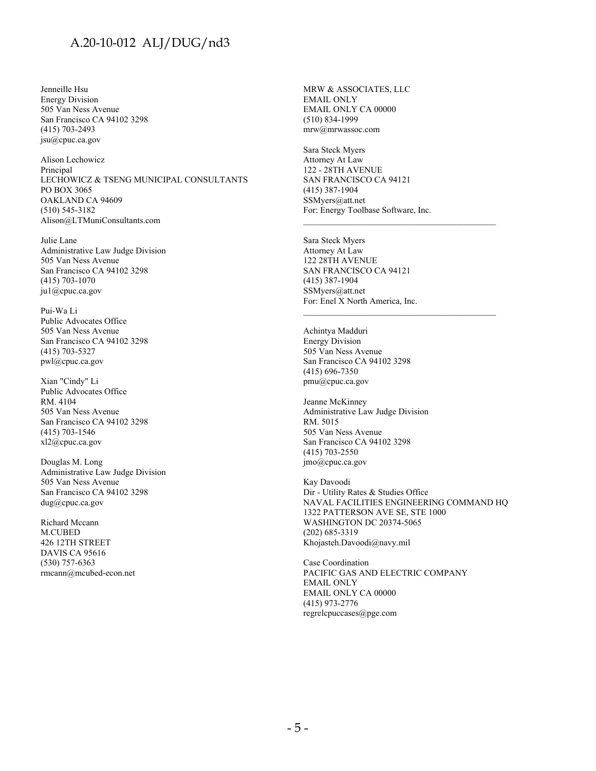Jenneille Hsu
Energy Division
505 Van Ness Avenue
San Francisco CA 94102 3298
(415) 703-2493
jsu@cpuc.ca.gov

Alison Lechowicz
Principal
LECHOWICZ & TSENG MUNICIPAL CONSULTANTS
PO BOX 3065
OAKLAND CA 94609
(510) 545-3182
Alison@LTMuniConsultants.com

Julie Lane
Administrative Law Judge Division
505 Van Ness Avenue
San Francisco CA 94102 3298
(415) 703-1070
ju1@cpuc.ca.gov

Pui-Wa Li
Public Advocates Office
505 Van Ness Avenue
San Francisco CA 94102 3298
(415) 703-5327
pwl@cpuc.ca.gov

Xian "Cindy" Li
Public Advocates Office
RM. 4104
505 Van Ness Avenue
San Francisco CA 94102 3298
(415) 703-1546
xl2@cpuc.ca.gov

Douglas M. Long
Administrative Law Judge Division
505 Van Ness Avenue
San Francisco CA 94102 3298
dug@cpuc.ca.gov

Richard Mccann
M.CUBED
426 12TH STREET
DAVIS CA 95616
(530) 757-6363
rmcann@mcubed-econ.net

MRW & ASSOCIATES, LLC
EMAIL ONLY
EMAIL ONLY CA 00000
(510) 834-1999
mrw@mrwassoc.com

Sara Steck Myers
Attorney At Law
122 - 28TH AVENUE
SAN FRANCISCO CA 94121
(415) 387-1904
SSMyers@att.net
For: Energy Toolbase Software, Inc.

---

Sara Steck Myers
Attorney At Law
122 28TH AVENUE
SAN FRANCISCO CA 94121
(415) 387-1904
SSMyers@att.net
For: Enel X North America, Inc.

---

Achintya Madduri
Energy Division
505 Van Ness Avenue
San Francisco CA 94102 3298
(415) 696-7350
pmu@cpuc.ca.gov

Jeanne McKinney
Administrative Law Judge Division
RM. 5015
505 Van Ness Avenue
San Francisco CA 94102 3298
(415) 703-2550
jmo@cpuc.ca.gov

Kay Davoodi
Dir - Utility Rates & Studies Office
NAVAL FACILITIES ENGINEERING COMMAND HQ
1322 PATTERSON AVE SE, STE 1000
WASHINGTON DC 20374-5065
(202) 685-3319
Khojasteh.Davoodi@navy.mil

Case Coordination
PACIFIC GAS AND ELECTRIC COMPANY
EMAIL ONLY
EMAIL ONLY CA 00000
(415) 973-2776
regrelcpuccases@pge.com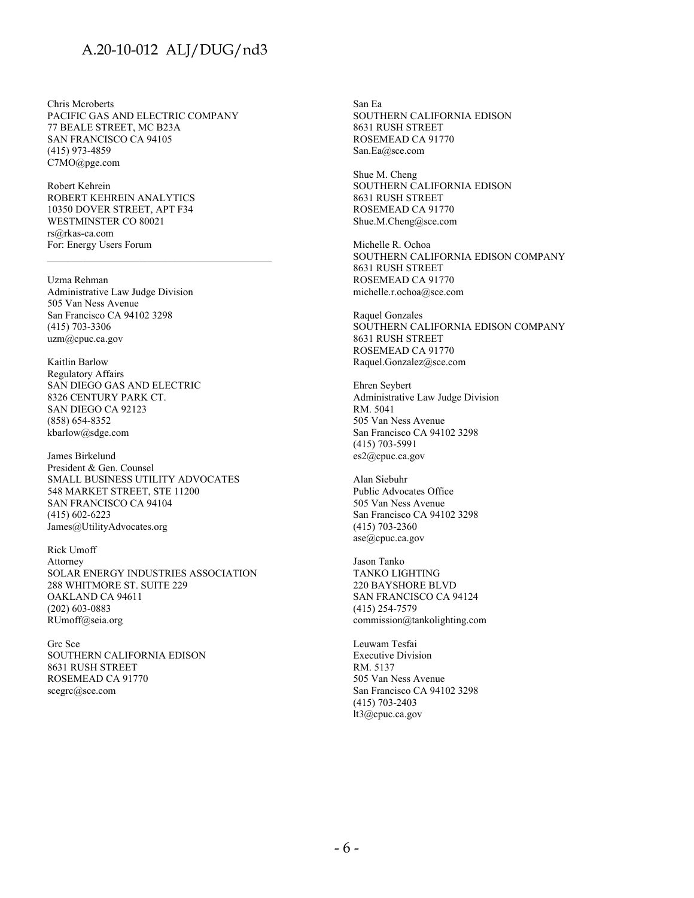Chris Mcroberts
PACIFIC GAS AND ELECTRIC COMPANY
77 BEALE STREET, MC B23A
SAN FRANCISCO CA 94105
(415) 973-4859
C7MO@pge.com

Robert Kehrein
ROBERT KEHREIN ANALYTICS
10350 DOVER STREET, APT F34
WESTMINSTER CO 80021
rs@rkas-ca.com
For: Energy Users Forum

---

Uzma Rehman
Administrative Law Judge Division
505 Van Ness Avenue
San Francisco CA 94102 3298
(415) 703-3306
uzm@cpuc.ca.gov

Kaitlin Barlow
Regulatory Affairs
SAN DIEGO GAS AND ELECTRIC
8326 CENTURY PARK CT.
SAN DIEGO CA 92123
(858) 654-8352
kbarlow@sdge.com

James Birkelund
President & Gen. Counsel
SMALL BUSINESS UTILITY ADVOCATES
548 MARKET STREET, STE 11200
SAN FRANCISCO CA 94104
(415) 602-6223
James@UtilityAdvocates.org

Rick Umoff
Attorney
SOLAR ENERGY INDUSTRIES ASSOCIATION
288 WHITMORE ST. SUITE 229
OAKLAND CA 94611
(202) 603-0883
RUmoff@seia.org

Grc Sce
SOUTHERN CALIFORNIA EDISON
8631 RUSH STREET
ROSEMEAD CA 91770
scegrc@sce.com

San Ea
SOUTHERN CALIFORNIA EDISON
8631 RUSH STREET
ROSEMEAD CA 91770
San.Ea@sce.com

Shue M. Cheng
SOUTHERN CALIFORNIA EDISON
8631 RUSH STREET
ROSEMEAD CA 91770
Shue.M.Cheng@sce.com

Michelle R. Ochoa
SOUTHERN CALIFORNIA EDISON COMPANY
8631 RUSH STREET
ROSEMEAD CA 91770
michelle.r.ochoa@sce.com

Raquel Gonzales
SOUTHERN CALIFORNIA EDISON COMPANY
8631 RUSH STREET
ROSEMEAD CA 91770
Raquel.Gonzalez@sce.com

Ehren Seybert
Administrative Law Judge Division
RM. 5041
505 Van Ness Avenue
San Francisco CA 94102 3298
(415) 703-5991
es2@cpuc.ca.gov

Alan Siebuhr
Public Advocates Office
505 Van Ness Avenue
San Francisco CA 94102 3298
(415) 703-2360
ase@cpuc.ca.gov

Jason Tanko
TANKO LIGHTING
220 BAYSHORE BLVD
SAN FRANCISCO CA 94124
(415) 254-7579
commission@tankolighting.com

Leuwam Tesfai
Executive Division
RM. 5137
505 Van Ness Avenue
San Francisco CA 94102 3298
(415) 703-2403
lt3@cpuc.ca.gov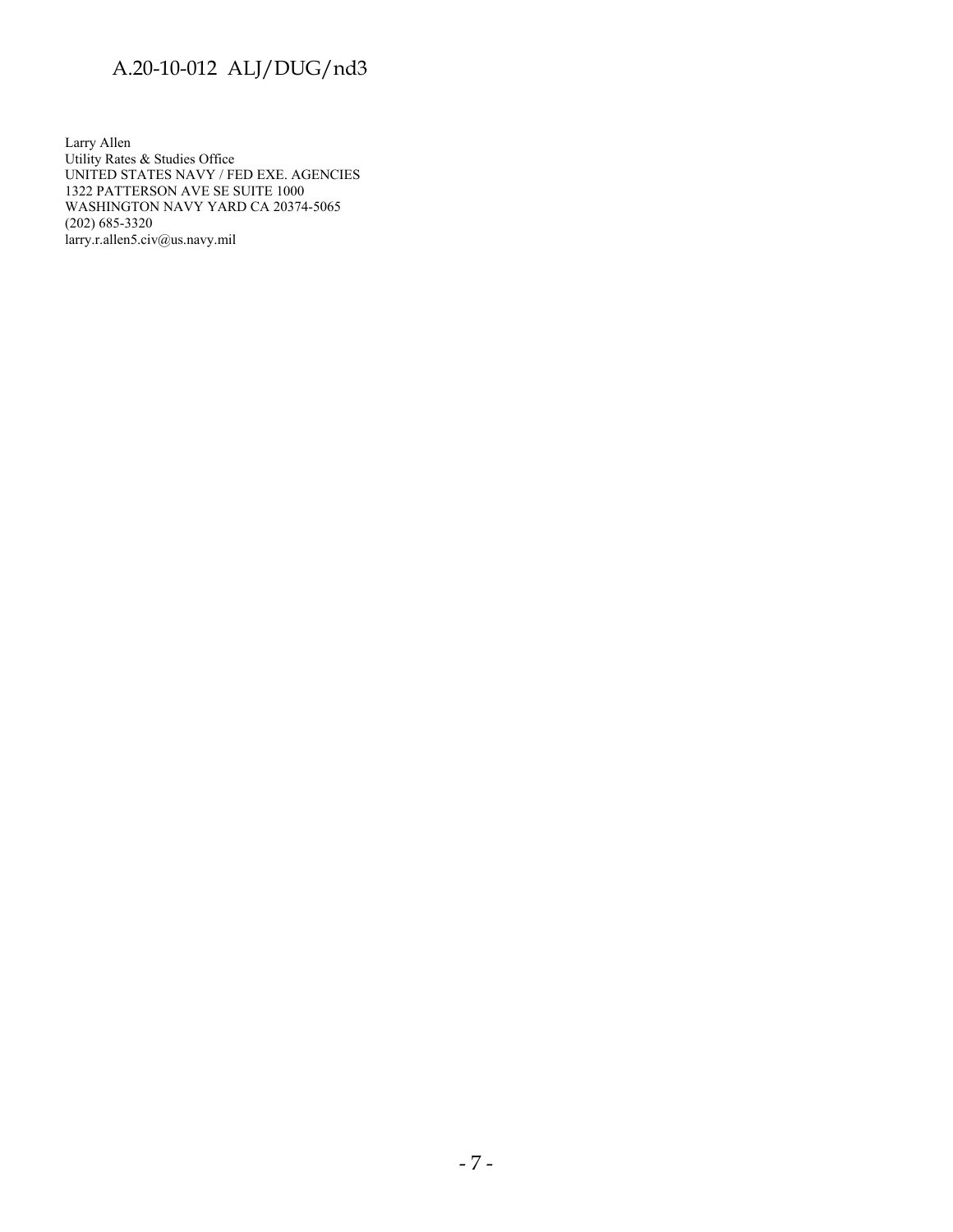Larry Allen
Utility Rates & Studies Office
UNITED STATES NAVY / FED EXE. AGENCIES
1322 PATTERSON AVE SE SUITE 1000
WASHINGTON NAVY YARD CA 20374-5065
(202) 685-3320
larry.r.allen5.civ@us.navy.mil